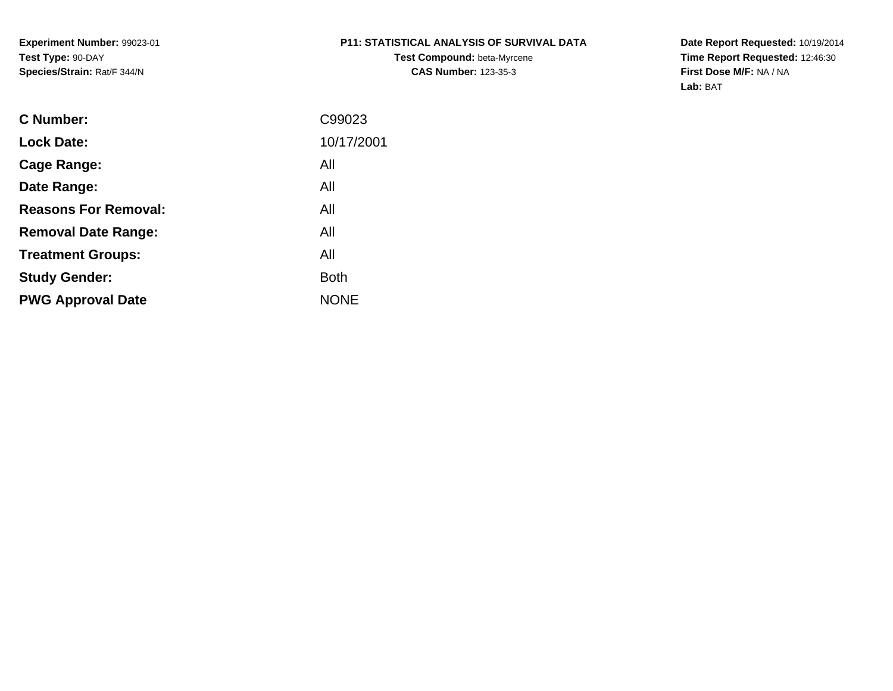**Experiment Number:** 99023-01
**Test Type:** 90-DAY
**Species/Strain:** Rat/F 344/N

# P11: STATISTICAL ANALYSIS OF SURVIVAL DATA

**Test Compound:** beta-Myrcene
**CAS Number:** 123-35-3

**Date Report Requested:** 10/19/2014
**Time Report Requested:** 12:46:30
**First Dose M/F:** NA / NA
**Lab:** BAT

| | |
|---|---|
| **C Number:** | C99023 |
| **Lock Date:** | 10/17/2001 |
| **Cage Range:** | All |
| **Date Range:** | All |
| **Reasons For Removal:** | All |
| **Removal Date Range:** | All |
| **Treatment Groups:** | All |
| **Study Gender:** | Both |
| **PWG Approval Date** | NONE |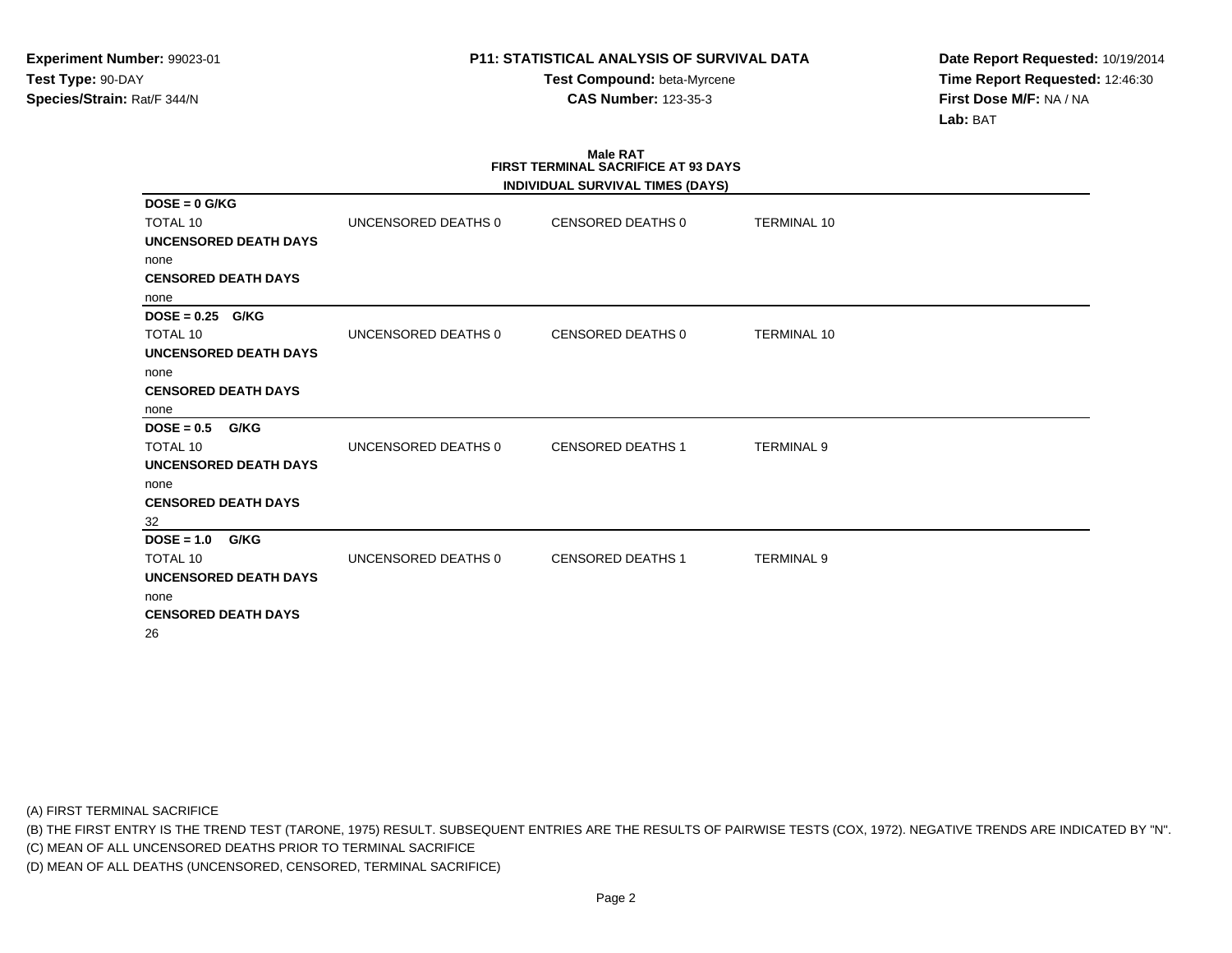**Experiment Number:** 99023-01
**Test Type:** 90-DAY
**Species/Strain:** Rat/F 344/N

**P11: STATISTICAL ANALYSIS OF SURVIVAL DATA**
**Test Compound:** beta-Myrcene
**CAS Number:** 123-35-3

**Date Report Requested:** 10/19/2014
**Time Report Requested:** 12:46:30
**First Dose M/F:** NA / NA
**Lab:** BAT

## Male RAT
### FIRST TERMINAL SACRIFICE AT 93 DAYS
### INDIVIDUAL SURVIVAL TIMES (DAYS)

**DOSE = 0 G/KG**

| TOTAL 10 | UNCENSORED DEATHS 0 | CENSORED DEATHS 0 | TERMINAL 10 |
|---|---|---|---|

**UNCENSORED DEATH DAYS**
none
**CENSORED DEATH DAYS**
none

**DOSE = 0.25 G/KG**

| TOTAL 10 | UNCENSORED DEATHS 0 | CENSORED DEATHS 0 | TERMINAL 10 |
|---|---|---|---|

**UNCENSORED DEATH DAYS**
none
**CENSORED DEATH DAYS**
none

**DOSE = 0.5 G/KG**

| TOTAL 10 | UNCENSORED DEATHS 0 | CENSORED DEATHS 1 | TERMINAL 9 |
|---|---|---|---|

**UNCENSORED DEATH DAYS**
none
**CENSORED DEATH DAYS**
32

**DOSE = 1.0 G/KG**

| TOTAL 10 | UNCENSORED DEATHS 0 | CENSORED DEATHS 1 | TERMINAL 9 |
|---|---|---|---|

**UNCENSORED DEATH DAYS**
none
**CENSORED DEATH DAYS**
26

(A) FIRST TERMINAL SACRIFICE
(B) THE FIRST ENTRY IS THE TREND TEST (TARONE, 1975) RESULT. SUBSEQUENT ENTRIES ARE THE RESULTS OF PAIRWISE TESTS (COX, 1972). NEGATIVE TRENDS ARE INDICATED BY "N".
(C) MEAN OF ALL UNCENSORED DEATHS PRIOR TO TERMINAL SACRIFICE
(D) MEAN OF ALL DEATHS (UNCENSORED, CENSORED, TERMINAL SACRIFICE)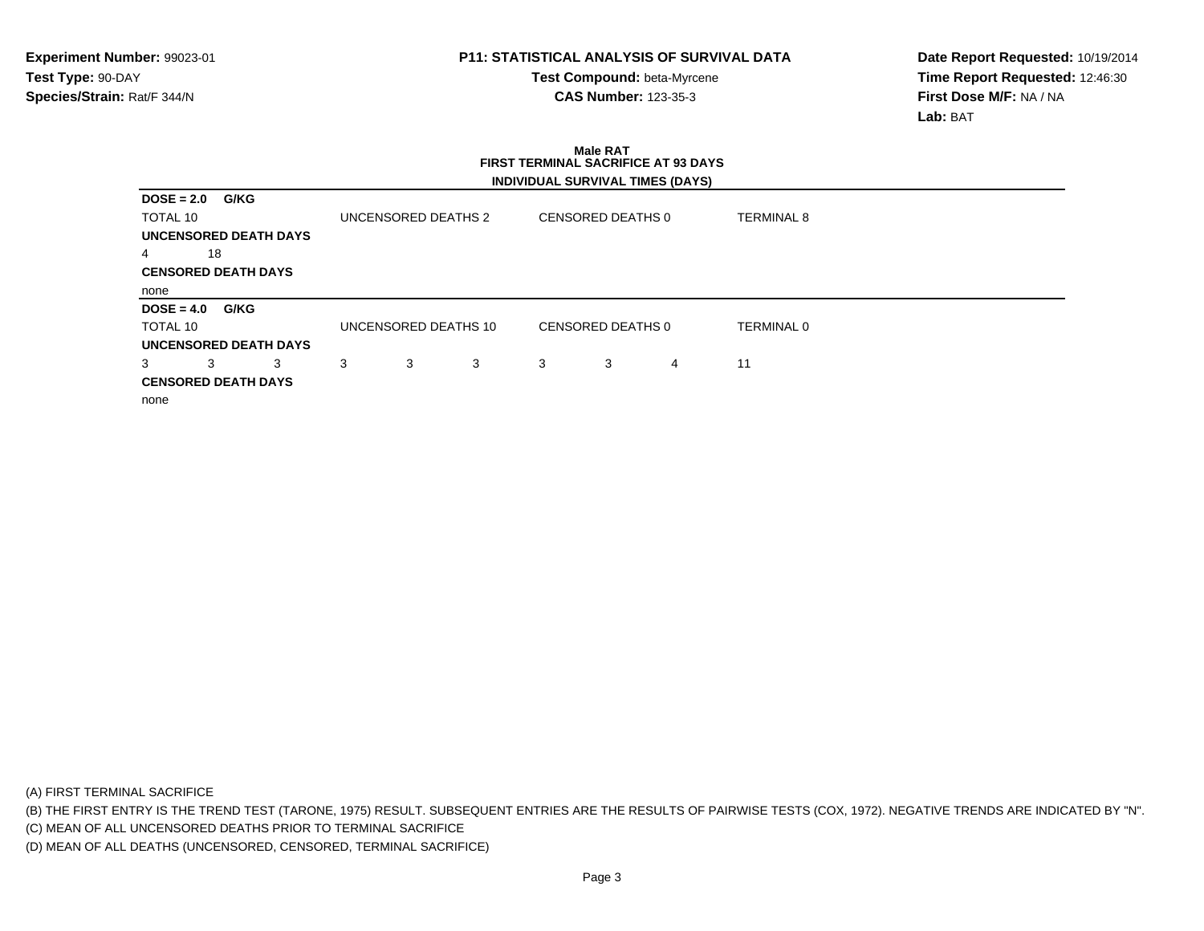**Experiment Number:** 99023-01
**Test Type:** 90-DAY
**Species/Strain:** Rat/F 344/N

**P11: STATISTICAL ANALYSIS OF SURVIVAL DATA**
**Test Compound:** beta-Myrcene
**CAS Number:** 123-35-3

**Date Report Requested:** 10/19/2014
**Time Report Requested:** 12:46:30
**First Dose M/F:** NA / NA
**Lab:** BAT

**Male RAT**
**FIRST TERMINAL SACRIFICE AT 93 DAYS**
**INDIVIDUAL SURVIVAL TIMES (DAYS)**

**DOSE = 2.0 G/KG**

TOTAL 10 | UNCENSORED DEATHS 2 | CENSORED DEATHS 0 | TERMINAL 8

**UNCENSORED DEATH DAYS**

4 18

**CENSORED DEATH DAYS**

none

**DOSE = 4.0 G/KG**

TOTAL 10 | UNCENSORED DEATHS 10 | CENSORED DEATHS 0 | TERMINAL 0

**UNCENSORED DEATH DAYS**

3 3 3 3 3 3 3 3 4 11

**CENSORED DEATH DAYS**

none

(A) FIRST TERMINAL SACRIFICE
(B) THE FIRST ENTRY IS THE TREND TEST (TARONE, 1975) RESULT. SUBSEQUENT ENTRIES ARE THE RESULTS OF PAIRWISE TESTS (COX, 1972). NEGATIVE TRENDS ARE INDICATED BY "N".
(C) MEAN OF ALL UNCENSORED DEATHS PRIOR TO TERMINAL SACRIFICE
(D) MEAN OF ALL DEATHS (UNCENSORED, CENSORED, TERMINAL SACRIFICE)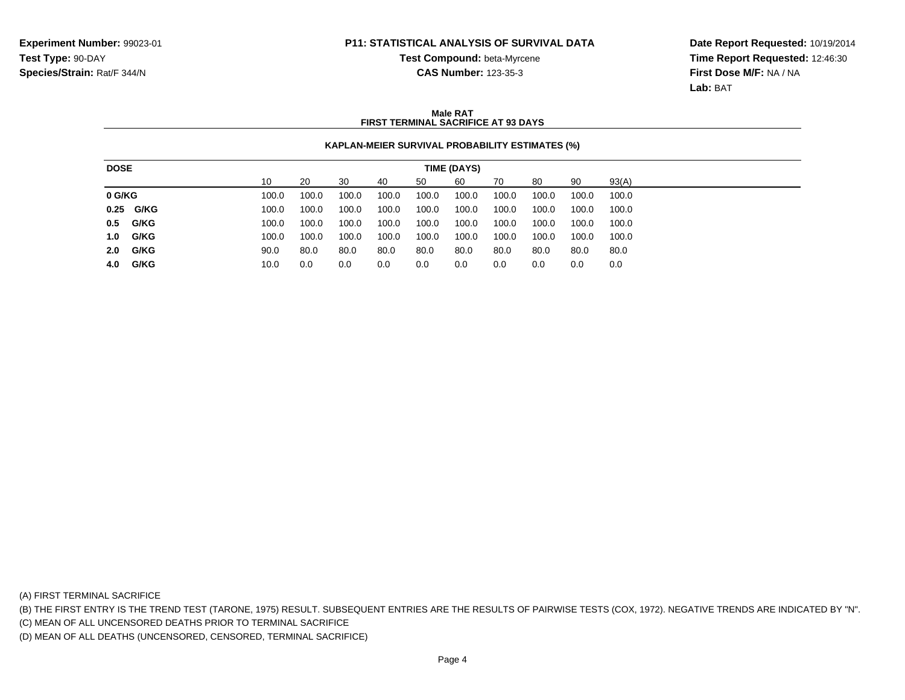**Experiment Number:** 99023-01
**Test Type:** 90-DAY
**Species/Strain:** Rat/F 344/N

**P11: STATISTICAL ANALYSIS OF SURVIVAL DATA**
**Test Compound:** beta-Myrcene
**CAS Number:** 123-35-3

**Date Report Requested:** 10/19/2014
**Time Report Requested:** 12:46:30
**First Dose M/F:** NA / NA
**Lab:** BAT

**Male RAT**
**FIRST TERMINAL SACRIFICE AT 93 DAYS**

**KAPLAN-MEIER SURVIVAL PROBABILITY ESTIMATES (%)**

| DOSE | TIME (DAYS) | | | | | | | | | |
|---|---|---|---|---|---|---|---|---|---|---|
| | 10 | 20 | 30 | 40 | 50 | 60 | 70 | 80 | 90 | 93(A) |
| **0 G/KG** | 100.0 | 100.0 | 100.0 | 100.0 | 100.0 | 100.0 | 100.0 | 100.0 | 100.0 | 100.0 |
| **0.25 G/KG** | 100.0 | 100.0 | 100.0 | 100.0 | 100.0 | 100.0 | 100.0 | 100.0 | 100.0 | 100.0 |
| **0.5 G/KG** | 100.0 | 100.0 | 100.0 | 100.0 | 100.0 | 100.0 | 100.0 | 100.0 | 100.0 | 100.0 |
| **1.0 G/KG** | 100.0 | 100.0 | 100.0 | 100.0 | 100.0 | 100.0 | 100.0 | 100.0 | 100.0 | 100.0 |
| **2.0 G/KG** | 90.0 | 80.0 | 80.0 | 80.0 | 80.0 | 80.0 | 80.0 | 80.0 | 80.0 | 80.0 |
| **4.0 G/KG** | 10.0 | 0.0 | 0.0 | 0.0 | 0.0 | 0.0 | 0.0 | 0.0 | 0.0 | 0.0 |

(A) FIRST TERMINAL SACRIFICE
(B) THE FIRST ENTRY IS THE TREND TEST (TARONE, 1975) RESULT. SUBSEQUENT ENTRIES ARE THE RESULTS OF PAIRWISE TESTS (COX, 1972). NEGATIVE TRENDS ARE INDICATED BY "N".
(C) MEAN OF ALL UNCENSORED DEATHS PRIOR TO TERMINAL SACRIFICE
(D) MEAN OF ALL DEATHS (UNCENSORED, CENSORED, TERMINAL SACRIFICE)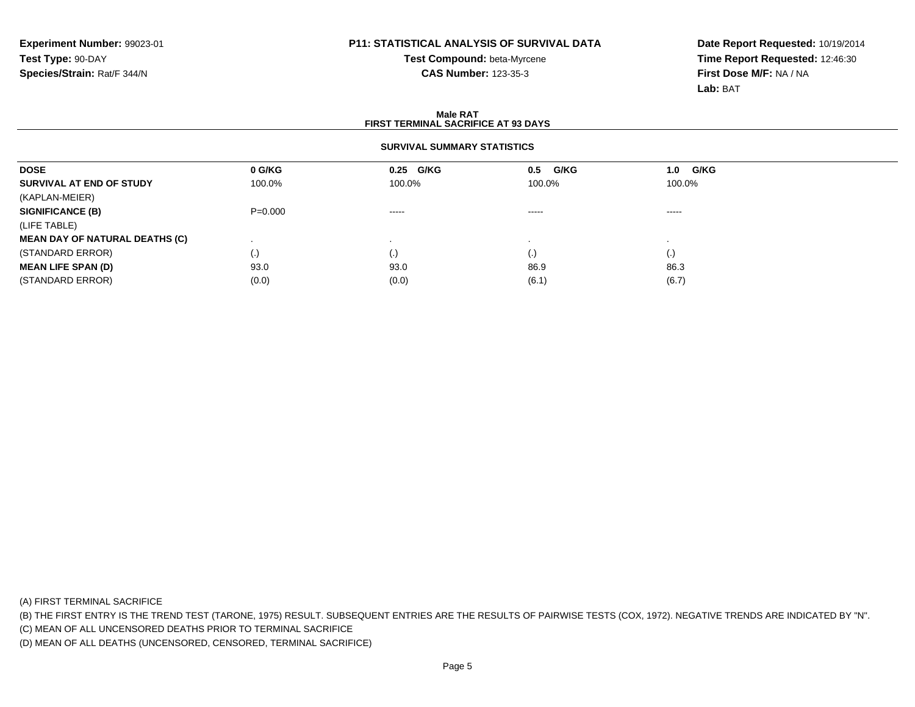**Experiment Number:** 99023-01
**Test Type:** 90-DAY
**Species/Strain:** Rat/F 344/N

**P11: STATISTICAL ANALYSIS OF SURVIVAL DATA**
**Test Compound:** beta-Myrcene
**CAS Number:** 123-35-3

**Date Report Requested:** 10/19/2014
**Time Report Requested:** 12:46:30
**First Dose M/F:** NA / NA
**Lab:** BAT

**Male RAT**
**FIRST TERMINAL SACRIFICE AT 93 DAYS**

**SURVIVAL SUMMARY STATISTICS**

| **DOSE** | **0 G/KG** | **0.25 G/KG** | **0.5 G/KG** | **1.0 G/KG** |
|---|---|---|---|---|
| **SURVIVAL AT END OF STUDY** | 100.0% | 100.0% | 100.0% | 100.0% |
| (KAPLAN-MEIER) | | | | |
| **SIGNIFICANCE (B)** | P=0.000 | ----- | ----- | ----- |
| (LIFE TABLE) | | | | |
| **MEAN DAY OF NATURAL DEATHS (C)** | . | . | . | . |
| (STANDARD ERROR) | (.) | (.) | (.) | (.) |
| **MEAN LIFE SPAN (D)** | 93.0 | 93.0 | 86.9 | 86.3 |
| (STANDARD ERROR) | (0.0) | (0.0) | (6.1) | (6.7) |

(A) FIRST TERMINAL SACRIFICE
(B) THE FIRST ENTRY IS THE TREND TEST (TARONE, 1975) RESULT. SUBSEQUENT ENTRIES ARE THE RESULTS OF PAIRWISE TESTS (COX, 1972). NEGATIVE TRENDS ARE INDICATED BY "N".
(C) MEAN OF ALL UNCENSORED DEATHS PRIOR TO TERMINAL SACRIFICE
(D) MEAN OF ALL DEATHS (UNCENSORED, CENSORED, TERMINAL SACRIFICE)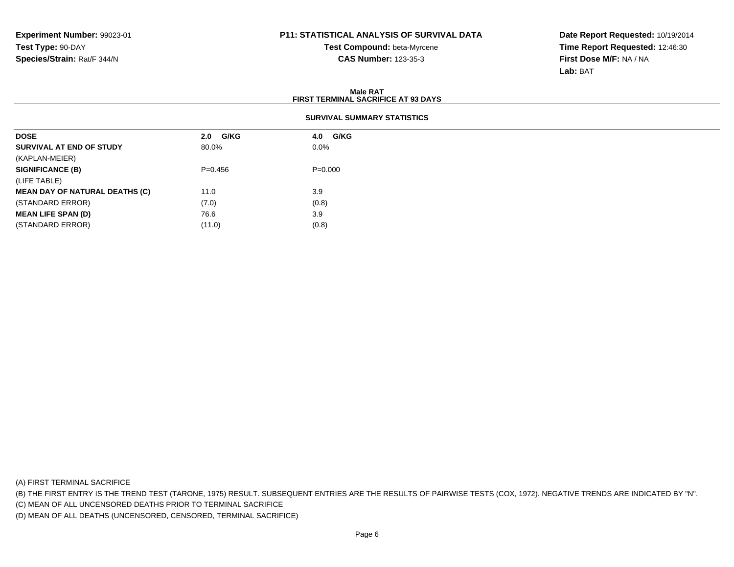**Experiment Number:** 99023-01
**Test Type:** 90-DAY
**Species/Strain:** Rat/F 344/N

**P11: STATISTICAL ANALYSIS OF SURVIVAL DATA**
**Test Compound:** beta-Myrcene
**CAS Number:** 123-35-3

**Date Report Requested:** 10/19/2014
**Time Report Requested:** 12:46:30
**First Dose M/F:** NA / NA
**Lab:** BAT

## Male RAT
## FIRST TERMINAL SACRIFICE AT 93 DAYS

### SURVIVAL SUMMARY STATISTICS

| DOSE | 2.0 G/KG | 4.0 G/KG |
|---|---|---|
| **SURVIVAL AT END OF STUDY** | 80.0% | 0.0% |
| (KAPLAN-MEIER) | | |
| **SIGNIFICANCE (B)** | P=0.456 | P=0.000 |
| (LIFE TABLE) | | |
| **MEAN DAY OF NATURAL DEATHS (C)** | 11.0 | 3.9 |
| (STANDARD ERROR) | (7.0) | (0.8) |
| **MEAN LIFE SPAN (D)** | 76.6 | 3.9 |
| (STANDARD ERROR) | (11.0) | (0.8) |

(A) FIRST TERMINAL SACRIFICE
(B) THE FIRST ENTRY IS THE TREND TEST (TARONE, 1975) RESULT. SUBSEQUENT ENTRIES ARE THE RESULTS OF PAIRWISE TESTS (COX, 1972). NEGATIVE TRENDS ARE INDICATED BY "N".
(C) MEAN OF ALL UNCENSORED DEATHS PRIOR TO TERMINAL SACRIFICE
(D) MEAN OF ALL DEATHS (UNCENSORED, CENSORED, TERMINAL SACRIFICE)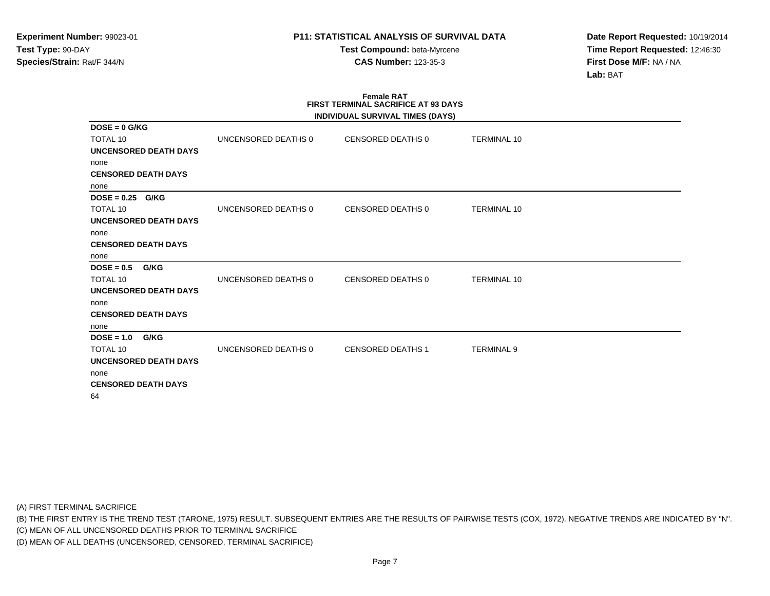**Experiment Number:** 99023-01
**Test Type:** 90-DAY
**Species/Strain:** Rat/F 344/N

**P11: STATISTICAL ANALYSIS OF SURVIVAL DATA**
**Test Compound:** beta-Myrcene
**CAS Number:** 123-35-3

**Date Report Requested:** 10/19/2014
**Time Report Requested:** 12:46:30
**First Dose M/F:** NA / NA
**Lab:** BAT

**Female RAT**
**FIRST TERMINAL SACRIFICE AT 93 DAYS**
**INDIVIDUAL SURVIVAL TIMES (DAYS)**

**DOSE = 0 G/KG**

| TOTAL 10 | UNCENSORED DEATHS 0 | CENSORED DEATHS 0 | TERMINAL 10 |
|---|---|---|---|

**UNCENSORED DEATH DAYS**
none
**CENSORED DEATH DAYS**
none

**DOSE = 0.25 G/KG**

| TOTAL 10 | UNCENSORED DEATHS 0 | CENSORED DEATHS 0 | TERMINAL 10 |
|---|---|---|---|

**UNCENSORED DEATH DAYS**
none
**CENSORED DEATH DAYS**
none

**DOSE = 0.5 G/KG**

| TOTAL 10 | UNCENSORED DEATHS 0 | CENSORED DEATHS 0 | TERMINAL 10 |
|---|---|---|---|

**UNCENSORED DEATH DAYS**
none
**CENSORED DEATH DAYS**
none

**DOSE = 1.0 G/KG**

| TOTAL 10 | UNCENSORED DEATHS 0 | CENSORED DEATHS 1 | TERMINAL 9 |
|---|---|---|---|

**UNCENSORED DEATH DAYS**
none
**CENSORED DEATH DAYS**
64

(A) FIRST TERMINAL SACRIFICE
(B) THE FIRST ENTRY IS THE TREND TEST (TARONE, 1975) RESULT. SUBSEQUENT ENTRIES ARE THE RESULTS OF PAIRWISE TESTS (COX, 1972). NEGATIVE TRENDS ARE INDICATED BY "N".
(C) MEAN OF ALL UNCENSORED DEATHS PRIOR TO TERMINAL SACRIFICE
(D) MEAN OF ALL DEATHS (UNCENSORED, CENSORED, TERMINAL SACRIFICE)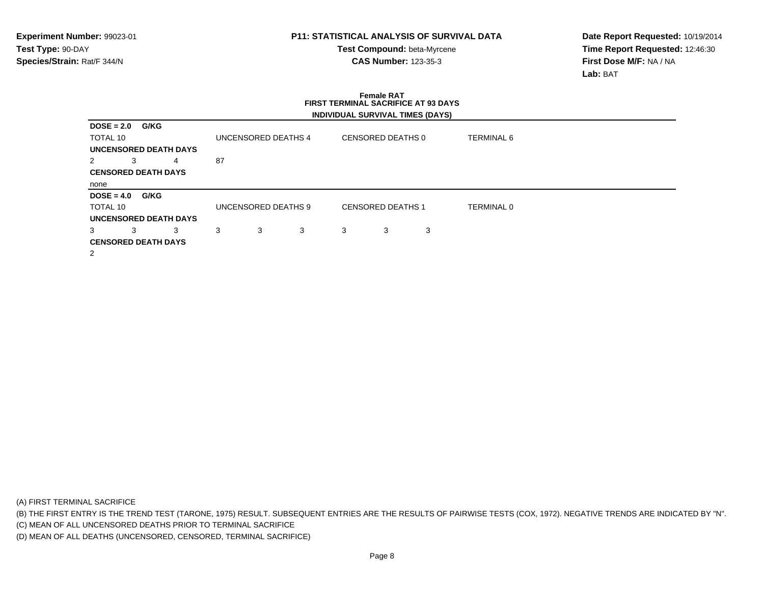**Experiment Number:** 99023-01
**Test Type:** 90-DAY
**Species/Strain:** Rat/F 344/N

**P11: STATISTICAL ANALYSIS OF SURVIVAL DATA**
**Test Compound:** beta-Myrcene
**CAS Number:** 123-35-3

**Date Report Requested:** 10/19/2014
**Time Report Requested:** 12:46:30
**First Dose M/F:** NA / NA
**Lab:** BAT

## Female RAT
### FIRST TERMINAL SACRIFICE AT 93 DAYS
### INDIVIDUAL SURVIVAL TIMES (DAYS)

**DOSE = 2.0 G/KG**

TOTAL 10 | UNCENSORED DEATHS 4 | CENSORED DEATHS 0 | TERMINAL 6

**UNCENSORED DEATH DAYS**

2 3 4 87

**CENSORED DEATH DAYS**

none

**DOSE = 4.0 G/KG**

TOTAL 10 | UNCENSORED DEATHS 9 | CENSORED DEATHS 1 | TERMINAL 0

**UNCENSORED DEATH DAYS**

3 3 3 3 3 3 3 3 3

**CENSORED DEATH DAYS**

2

(A) FIRST TERMINAL SACRIFICE
(B) THE FIRST ENTRY IS THE TREND TEST (TARONE, 1975) RESULT. SUBSEQUENT ENTRIES ARE THE RESULTS OF PAIRWISE TESTS (COX, 1972). NEGATIVE TRENDS ARE INDICATED BY "N".
(C) MEAN OF ALL UNCENSORED DEATHS PRIOR TO TERMINAL SACRIFICE
(D) MEAN OF ALL DEATHS (UNCENSORED, CENSORED, TERMINAL SACRIFICE)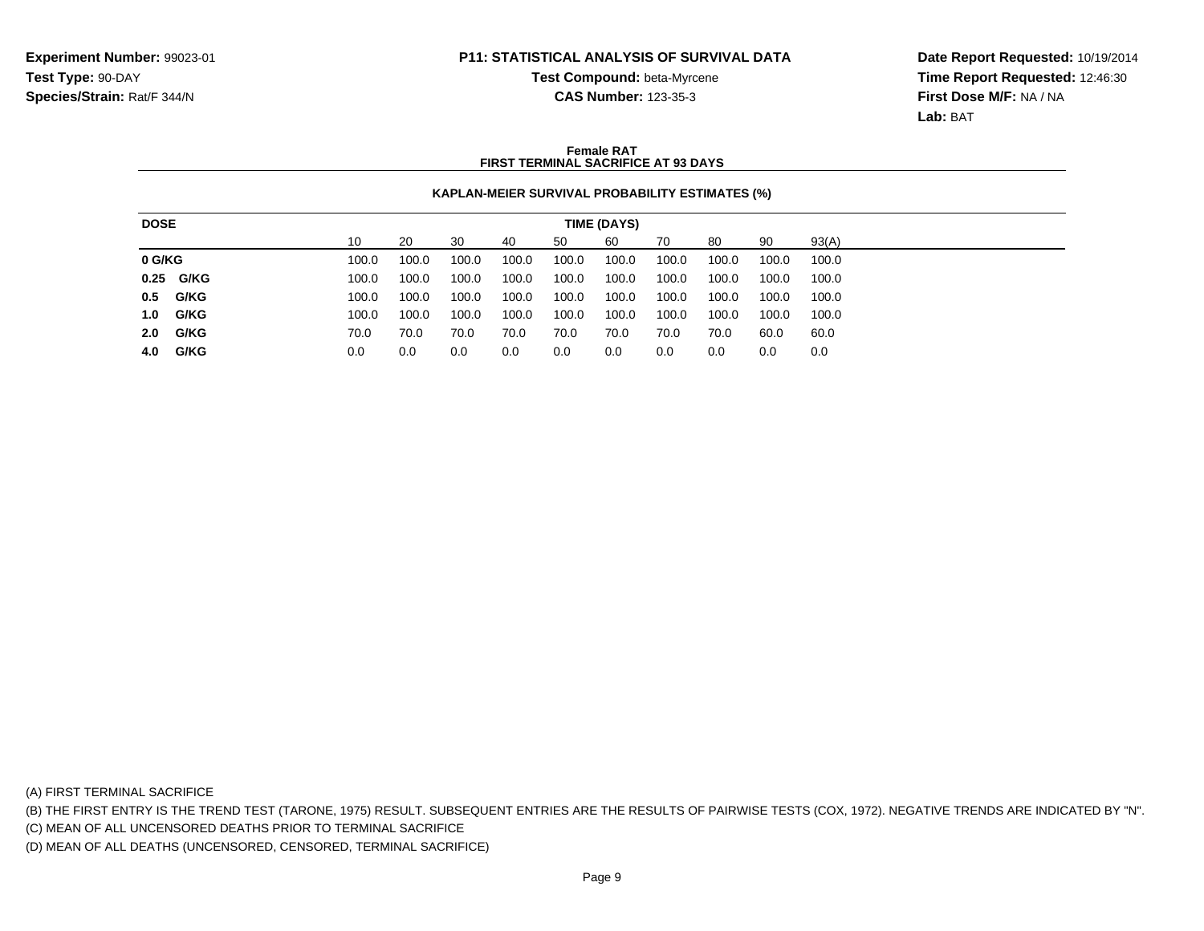**Experiment Number:** 99023-01
**Test Type:** 90-DAY
**Species/Strain:** Rat/F 344/N

**P11: STATISTICAL ANALYSIS OF SURVIVAL DATA**
**Test Compound:** beta-Myrcene
**CAS Number:** 123-35-3

**Date Report Requested:** 10/19/2014
**Time Report Requested:** 12:46:30
**First Dose M/F:** NA / NA
**Lab:** BAT

**Female RAT**
**FIRST TERMINAL SACRIFICE AT 93 DAYS**

**KAPLAN-MEIER SURVIVAL PROBABILITY ESTIMATES (%)**

| DOSE | TIME (DAYS) | | | | | | | | | |
|---|---|---|---|---|---|---|---|---|---|---|
| | 10 | 20 | 30 | 40 | 50 | 60 | 70 | 80 | 90 | 93(A) |
| **0 G/KG** | 100.0 | 100.0 | 100.0 | 100.0 | 100.0 | 100.0 | 100.0 | 100.0 | 100.0 | 100.0 |
| **0.25 G/KG** | 100.0 | 100.0 | 100.0 | 100.0 | 100.0 | 100.0 | 100.0 | 100.0 | 100.0 | 100.0 |
| **0.5 G/KG** | 100.0 | 100.0 | 100.0 | 100.0 | 100.0 | 100.0 | 100.0 | 100.0 | 100.0 | 100.0 |
| **1.0 G/KG** | 100.0 | 100.0 | 100.0 | 100.0 | 100.0 | 100.0 | 100.0 | 100.0 | 100.0 | 100.0 |
| **2.0 G/KG** | 70.0 | 70.0 | 70.0 | 70.0 | 70.0 | 70.0 | 70.0 | 70.0 | 60.0 | 60.0 |
| **4.0 G/KG** | 0.0 | 0.0 | 0.0 | 0.0 | 0.0 | 0.0 | 0.0 | 0.0 | 0.0 | 0.0 |

(A) FIRST TERMINAL SACRIFICE
(B) THE FIRST ENTRY IS THE TREND TEST (TARONE, 1975) RESULT. SUBSEQUENT ENTRIES ARE THE RESULTS OF PAIRWISE TESTS (COX, 1972). NEGATIVE TRENDS ARE INDICATED BY "N".
(C) MEAN OF ALL UNCENSORED DEATHS PRIOR TO TERMINAL SACRIFICE
(D) MEAN OF ALL DEATHS (UNCENSORED, CENSORED, TERMINAL SACRIFICE)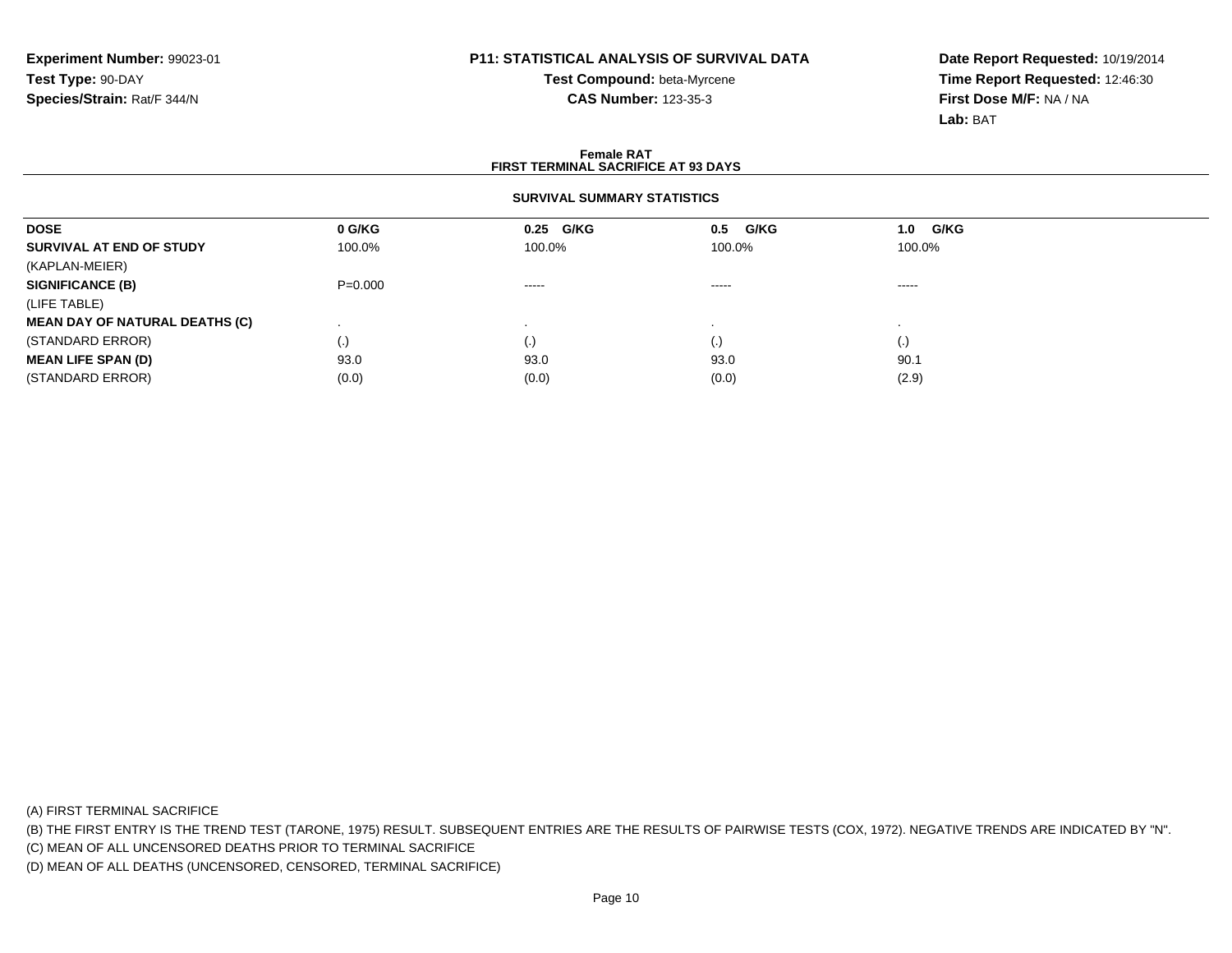**Experiment Number:** 99023-01
**Test Type:** 90-DAY
**Species/Strain:** Rat/F 344/N

**P11: STATISTICAL ANALYSIS OF SURVIVAL DATA**
**Test Compound:** beta-Myrcene
**CAS Number:** 123-35-3

**Date Report Requested:** 10/19/2014
**Time Report Requested:** 12:46:30
**First Dose M/F:** NA / NA
**Lab:** BAT

## Female RAT
## FIRST TERMINAL SACRIFICE AT 93 DAYS

### SURVIVAL SUMMARY STATISTICS

| DOSE | 0 G/KG | 0.25 G/KG | 0.5 G/KG | 1.0 G/KG |
|---|---|---|---|---|
| **SURVIVAL AT END OF STUDY** | 100.0% | 100.0% | 100.0% | 100.0% |
| (KAPLAN-MEIER) | | | | |
| **SIGNIFICANCE (B)** | P=0.000 | ----- | ----- | ----- |
| (LIFE TABLE) | | | | |
| **MEAN DAY OF NATURAL DEATHS (C)** | . | . | . | . |
| (STANDARD ERROR) | (.) | (.) | (.) | (.) |
| **MEAN LIFE SPAN (D)** | 93.0 | 93.0 | 93.0 | 90.1 |
| (STANDARD ERROR) | (0.0) | (0.0) | (0.0) | (2.9) |

(A) FIRST TERMINAL SACRIFICE
(B) THE FIRST ENTRY IS THE TREND TEST (TARONE, 1975) RESULT. SUBSEQUENT ENTRIES ARE THE RESULTS OF PAIRWISE TESTS (COX, 1972). NEGATIVE TRENDS ARE INDICATED BY "N".
(C) MEAN OF ALL UNCENSORED DEATHS PRIOR TO TERMINAL SACRIFICE
(D) MEAN OF ALL DEATHS (UNCENSORED, CENSORED, TERMINAL SACRIFICE)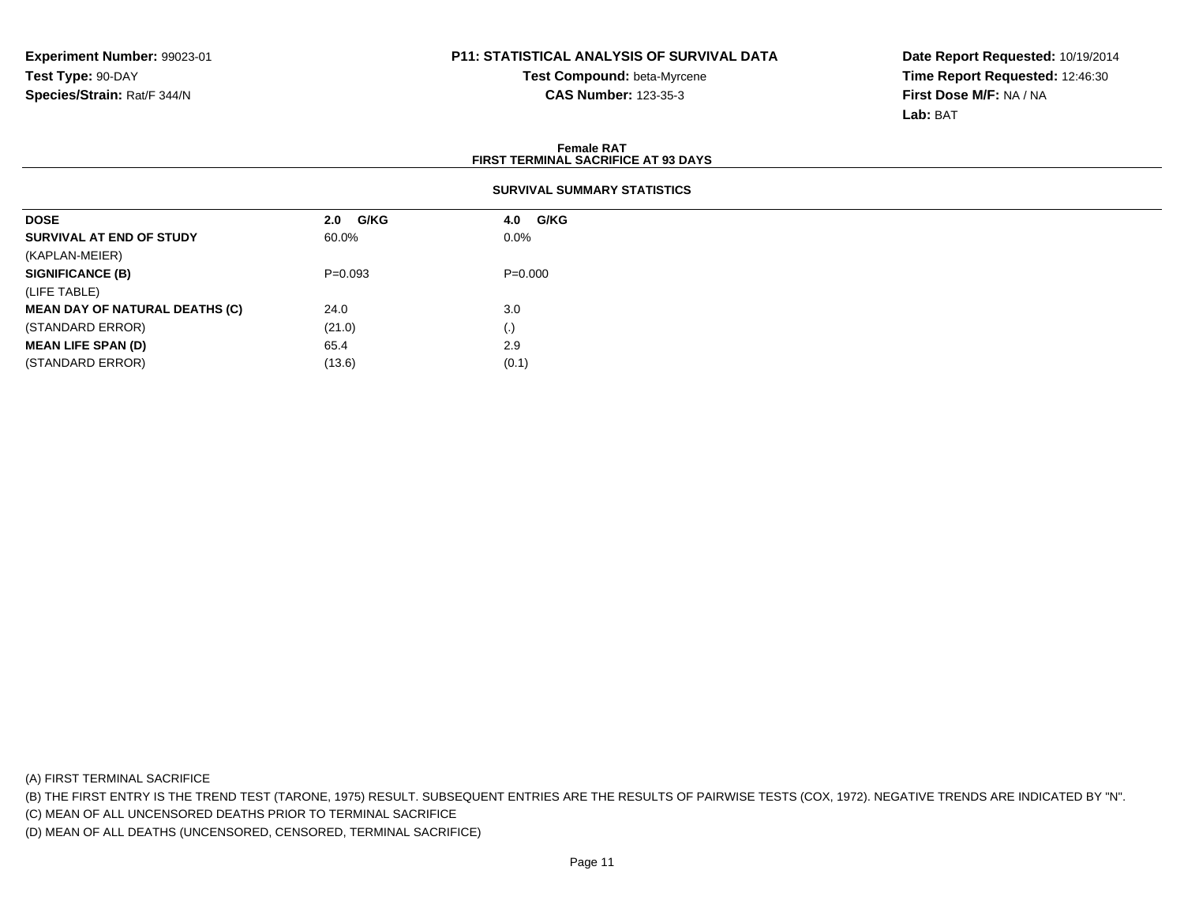**Experiment Number:** 99023-01
**Test Type:** 90-DAY
**Species/Strain:** Rat/F 344/N

**P11: STATISTICAL ANALYSIS OF SURVIVAL DATA**
**Test Compound:** beta-Myrcene
**CAS Number:** 123-35-3

**Date Report Requested:** 10/19/2014
**Time Report Requested:** 12:46:30
**First Dose M/F:** NA / NA
**Lab:** BAT

**Female RAT**
**FIRST TERMINAL SACRIFICE AT 93 DAYS**

**SURVIVAL SUMMARY STATISTICS**

| DOSE | 2.0 G/KG | 4.0 G/KG |
|---|---|---|
| **SURVIVAL AT END OF STUDY** | 60.0% | 0.0% |
| (KAPLAN-MEIER) | | |
| **SIGNIFICANCE (B)** | P=0.093 | P=0.000 |
| (LIFE TABLE) | | |
| **MEAN DAY OF NATURAL DEATHS (C)** | 24.0 | 3.0 |
| (STANDARD ERROR) | (21.0) | (.) |
| **MEAN LIFE SPAN (D)** | 65.4 | 2.9 |
| (STANDARD ERROR) | (13.6) | (0.1) |

(A) FIRST TERMINAL SACRIFICE
(B) THE FIRST ENTRY IS THE TREND TEST (TARONE, 1975) RESULT. SUBSEQUENT ENTRIES ARE THE RESULTS OF PAIRWISE TESTS (COX, 1972). NEGATIVE TRENDS ARE INDICATED BY "N".
(C) MEAN OF ALL UNCENSORED DEATHS PRIOR TO TERMINAL SACRIFICE
(D) MEAN OF ALL DEATHS (UNCENSORED, CENSORED, TERMINAL SACRIFICE)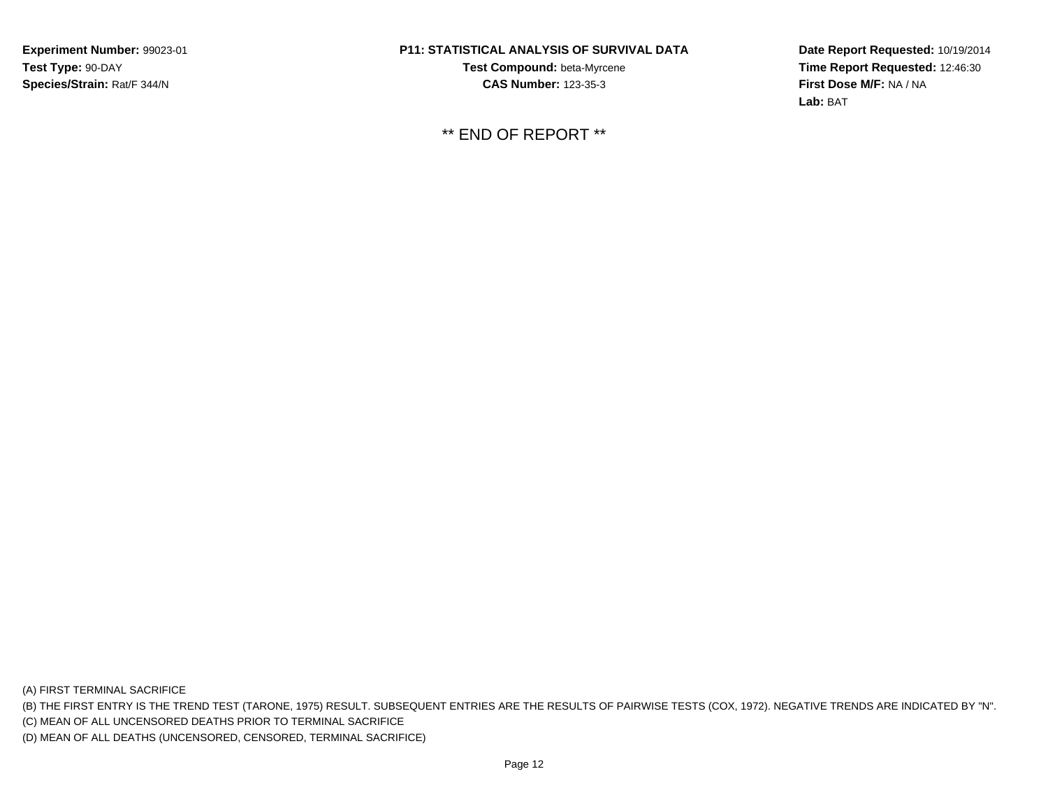** END OF REPORT **

(A) FIRST TERMINAL SACRIFICE

(B) THE FIRST ENTRY IS THE TREND TEST (TARONE, 1975) RESULT. SUBSEQUENT ENTRIES ARE THE RESULTS OF PAIRWISE TESTS (COX, 1972). NEGATIVE TRENDS ARE INDICATED BY "N".

(C) MEAN OF ALL UNCENSORED DEATHS PRIOR TO TERMINAL SACRIFICE

(D) MEAN OF ALL DEATHS (UNCENSORED, CENSORED, TERMINAL SACRIFICE)